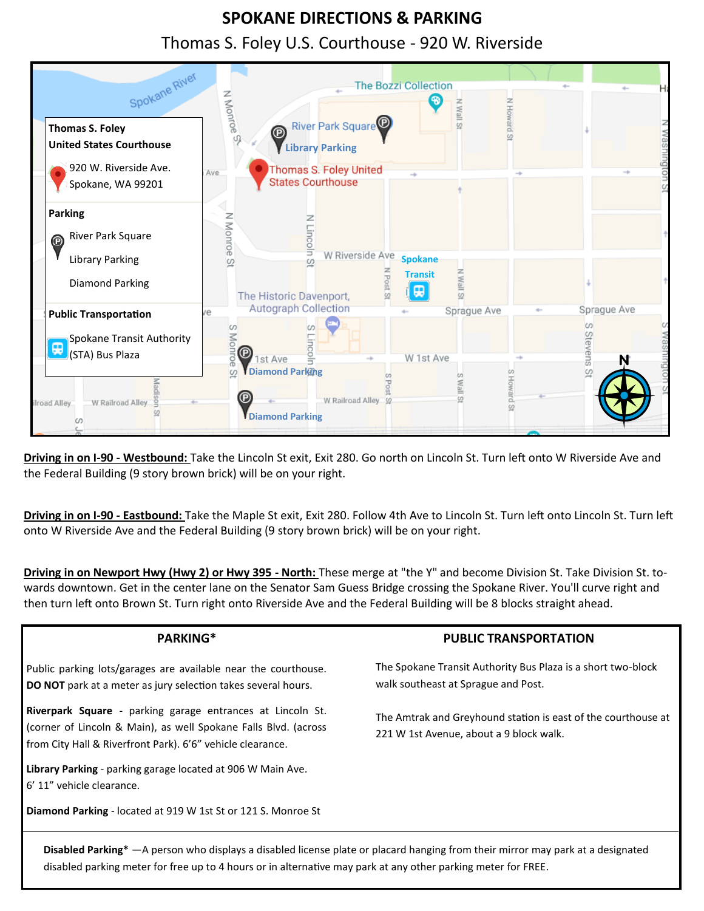# SPOKANE DIRECTIONS & PARKING

## Thomas S. Foley U.S. Courthouse - 920 W. Riverside

**Thomas S. Foley United States Courthouse**

920 W. Riverside Ave.
Spokane, WA 99201

**Parking**

- River Park Square
- Library Parking
- Diamond Parking

**Public Transportation**

Spokane Transit Authority (STA) Bus Plaza

**Driving in on I-90 - Westbound:** Take the Lincoln St exit, Exit 280. Go north on Lincoln St. Turn left onto W Riverside Ave and the Federal Building (9 story brown brick) will be on your right.

**Driving in on I-90 - Eastbound:** Take the Maple St exit, Exit 280. Follow 4th Ave to Lincoln St. Turn left onto Lincoln St. Turn left onto W Riverside Ave and the Federal Building (9 story brown brick) will be on your right.

**Driving in on Newport Hwy (Hwy 2) or Hwy 395 - North:** These merge at "the Y" and become Division St. Take Division St. towards downtown. Get in the center lane on the Senator Sam Guess Bridge crossing the Spokane River. You'll curve right and then turn left onto Brown St. Turn right onto Riverside Ave and the Federal Building will be 8 blocks straight ahead.

### PARKING*

Public parking lots/garages are available near the courthouse. **DO NOT** park at a meter as jury selection takes several hours.

**Riverpark Square** - parking garage entrances at Lincoln St. (corner of Lincoln & Main), as well Spokane Falls Blvd. (across from City Hall & Riverfront Park). 6'6" vehicle clearance.

**Library Parking** - parking garage located at 906 W Main Ave. 6' 11" vehicle clearance.

**Diamond Parking** - located at 919 W 1st St or 121 S. Monroe St

### PUBLIC TRANSPORTATION

The Spokane Transit Authority Bus Plaza is a short two-block walk southeast at Sprague and Post.

The Amtrak and Greyhound station is east of the courthouse at 221 W 1st Avenue, about a 9 block walk.

**Disabled Parking*** —A person who displays a disabled license plate or placard hanging from their mirror may park at a designated disabled parking meter for free up to 4 hours or in alternative may park at any other parking meter for FREE.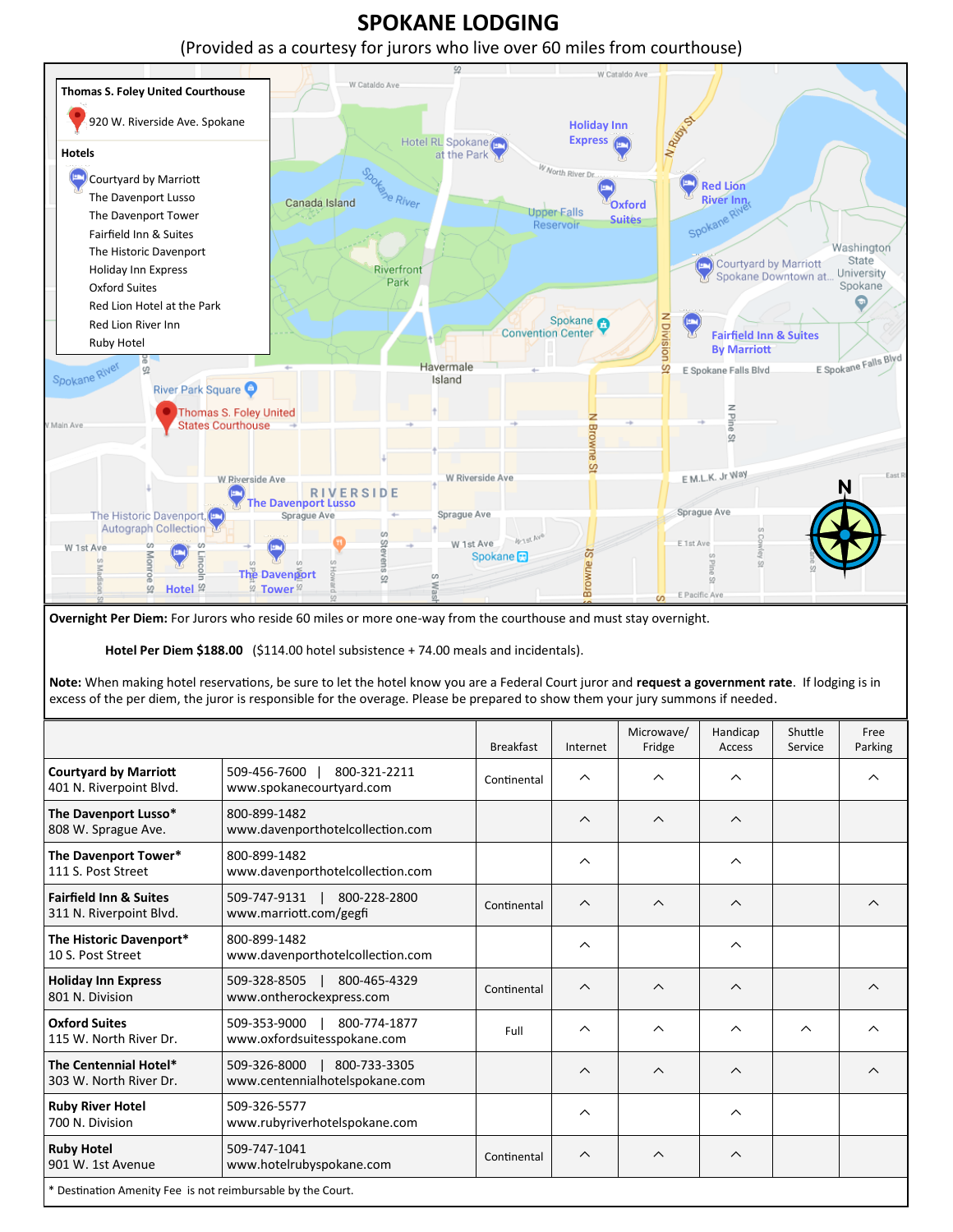# SPOKANE LODGING

(Provided as a courtesy for jurors who live over 60 miles from courthouse)

**Thomas S. Foley United Courthouse**

920 W. Riverside Ave. Spokane

**Hotels**

- Courtyard by Marriott
- The Davenport Lusso
- The Davenport Tower
- Fairfield Inn & Suites
- The Historic Davenport
- Holiday Inn Express
- Oxford Suites
- Red Lion Hotel at the Park
- Red Lion River Inn
- Ruby Hotel

**Overnight Per Diem:** For Jurors who reside 60 miles or more one-way from the courthouse and must stay overnight.

**Hotel Per Diem $188.00** ($114.00 hotel subsistence + 74.00 meals and incidentals).

**Note:** When making hotel reservations, be sure to let the hotel know you are a Federal Court juror and **request a government rate**. If lodging is in excess of the per diem, the juror is responsible for the overage. Please be prepared to show them your jury summons if needed.

| | | Breakfast | Internet | Microwave/ Fridge | Handicap Access | Shuttle Service | Free Parking |
|---|---|---|---|---|---|---|---|
| **Courtyard by Marriott** 401 N. Riverpoint Blvd. | 509-456-7600 \| 800-321-2211 www.spokanecourtyard.com | Continental | ^ | ^ | ^ | | ^ |
| **The Davenport Lusso*** 808 W. Sprague Ave. | 800-899-1482 www.davenporthotelcollection.com | | ^ | ^ | ^ | | |
| **The Davenport Tower*** 111 S. Post Street | 800-899-1482 www.davenporthotelcollection.com | | ^ | | ^ | | |
| **Fairfield Inn & Suites** 311 N. Riverpoint Blvd. | 509-747-9131 \| 800-228-2800 www.marriott.com/gegfi | Continental | ^ | ^ | ^ | | ^ |
| **The Historic Davenport*** 10 S. Post Street | 800-899-1482 www.davenporthotelcollection.com | | ^ | | ^ | | |
| **Holiday Inn Express** 801 N. Division | 509-328-8505 \| 800-465-4329 www.ontherockexpress.com | Continental | ^ | ^ | ^ | | ^ |
| **Oxford Suites** 115 W. North River Dr. | 509-353-9000 \| 800-774-1877 www.oxfordsuitesspokane.com | Full | ^ | ^ | ^ | ^ | ^ |
| **The Centennial Hotel*** 303 W. North River Dr. | 509-326-8000 \| 800-733-3305 www.centennialhotelspokane.com | | ^ | ^ | ^ | | ^ |
| **Ruby River Hotel** 700 N. Division | 509-326-5577 www.rubyriverhotelspokane.com | | ^ | | ^ | | |
| **Ruby Hotel** 901 W. 1st Avenue | 509-747-1041 www.hotelrubyspokane.com | Continental | ^ | ^ | ^ | | |

\* Destination Amenity Fee is not reimbursable by the Court.